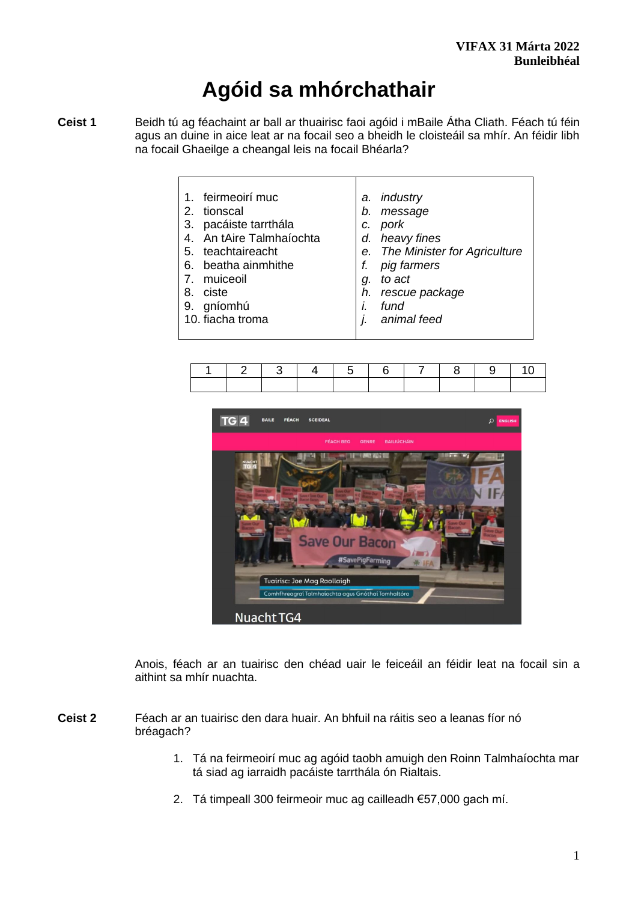VIFAX 31 Márta 2022
Bunleibhéal

# Agóid sa mhórchathair

**Ceist 1** Beidh tú ag féachaint ar ball ar thuairisc faoi agóid i mBaile Átha Cliath. Féach tú féin agus an duine in aice leat ar na focail seo a bheidh le cloisteáil sa mhír. An féidir libh na focail Ghaeilge a cheangal leis na focail Bhéarla?

| | |
|---|---|
| 1. feirmeoirí muc | *a. industry* |
| 2. tionscal | *b. message* |
| 3. pacáiste tarrthála | *c. pork* |
| 4. An tAire Talmhaíochta | *d. heavy fines* |
| 5. teachtaireacht | *e. The Minister for Agriculture* |
| 6. beatha ainmhithe | *f. pig farmers* |
| 7. muiceoil | *g. to act* |
| 8. ciste | *h. rescue package* |
| 9. gníomhú | *i. fund* |
| 10. fiacha troma | *j. animal feed* |

| 1 | 2 | 3 | 4 | 5 | 6 | 7 | 8 | 9 | 10 |
|---|---|---|---|---|---|---|---|---|---|
| | | | | | | | | | |

Anois, féach ar an tuairisc den chéad uair le feiceáil an féidir leat na focail sin a aithint sa mhír nuachta.

**Ceist 2** Féach ar an tuairisc den dara huair. An bhfuil na ráitis seo a leanas fíor nó bréagach?

1. Tá na feirmeoirí muc ag agóid taobh amuigh den Roinn Talmhaíochta mar tá siad ag iarraidh pacáiste tarrthála ón Rialtais.

2. Tá timpeall 300 feirmeoir muc ag cailleadh €57,000 gach mí.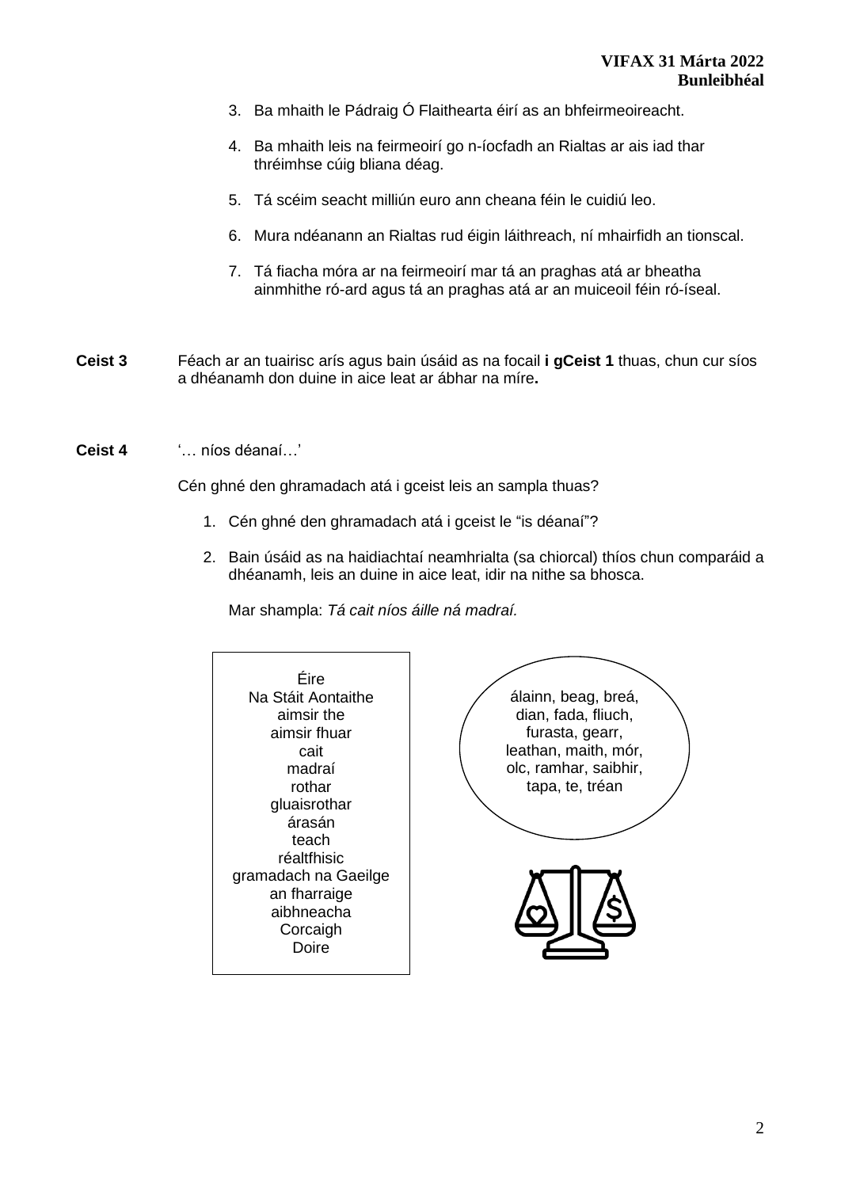3. Ba mhaith le Pádraig Ó Flaithearta éirí as an bhfeirmeoireacht.
4. Ba mhaith leis na feirmeoirí go n-íocfadh an Rialtas ar ais iad thar thréimhse cúig bliana déag.
5. Tá scéim seacht milliún euro ann cheana féin le cuidiú leo.
6. Mura ndéanann an Rialtas rud éigin láithreach, ní mhairfidh an tionscal.
7. Tá fiacha móra ar na feirmeoirí mar tá an praghas atá ar bheatha ainmhithe ró-ard agus tá an praghas atá ar an muiceoil féin ró-íseal.

**Ceist 3** Féach ar an tuairisc arís agus bain úsáid as na focail **i gCeist 1** thuas, chun cur síos a dhéanamh don duine in aice leat ar ábhar na míre**.**

**Ceist 4** '… níos déanaí…'

Cén ghné den ghramadach atá i gceist leis an sampla thuas?

1. Cén ghné den ghramadach atá i gceist le "is déanaí"?
2. Bain úsáid as na haidiachtaí neamhrialta (sa chiorcal) thíos chun comparáid a dhéanamh, leis an duine in aice leat, idir na nithe sa bhosca.

   Mar shampla: *Tá cait níos áille ná madraí.*

Éire
Na Stáit Aontaithe
aimsir the
aimsir fhuar
cait
madraí
rothar
gluaisrothar
árasán
teach
réaltfhisic
gramadach na Gaeilge
an fharraige
aibhneacha
Corcaigh
Doire

álainn, beag, breá, dian, fada, fliuch, furasta, gearr, leathan, maith, mór, olc, ramhar, saibhir, tapa, te, tréan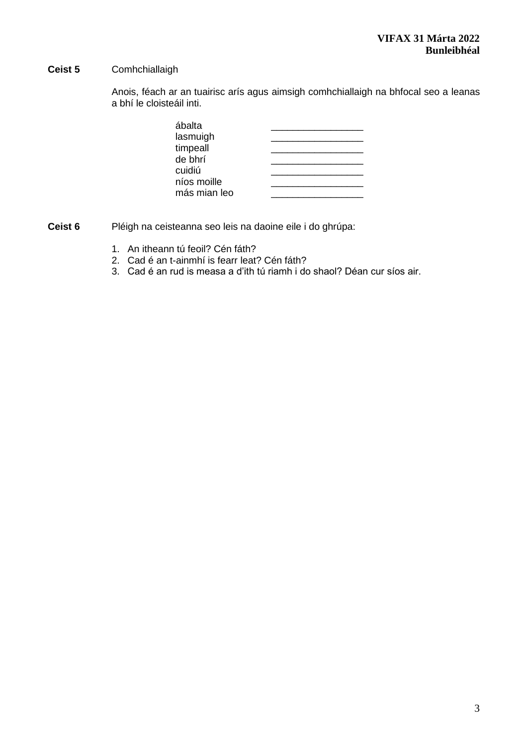**Ceist 5** Comhchiallaigh

Anois, féach ar an tuairisc arís agus aimsigh comhchiallaigh na bhfocal seo a leanas a bhí le cloisteáil inti.

| | |
|---|---|
| ábalta | _________________ |
| lasmuigh | _________________ |
| timpeall | _________________ |
| de bhrí | _________________ |
| cuidiú | _________________ |
| níos moille | _________________ |
| más mian leo | _________________ |

**Ceist 6** Pléigh na ceisteanna seo leis na daoine eile i do ghrúpa:

1. An itheann tú feoil? Cén fáth?
2. Cad é an t-ainmhí is fearr leat? Cén fáth?
3. Cad é an rud is measa a d'ith tú riamh i do shaol? Déan cur síos air.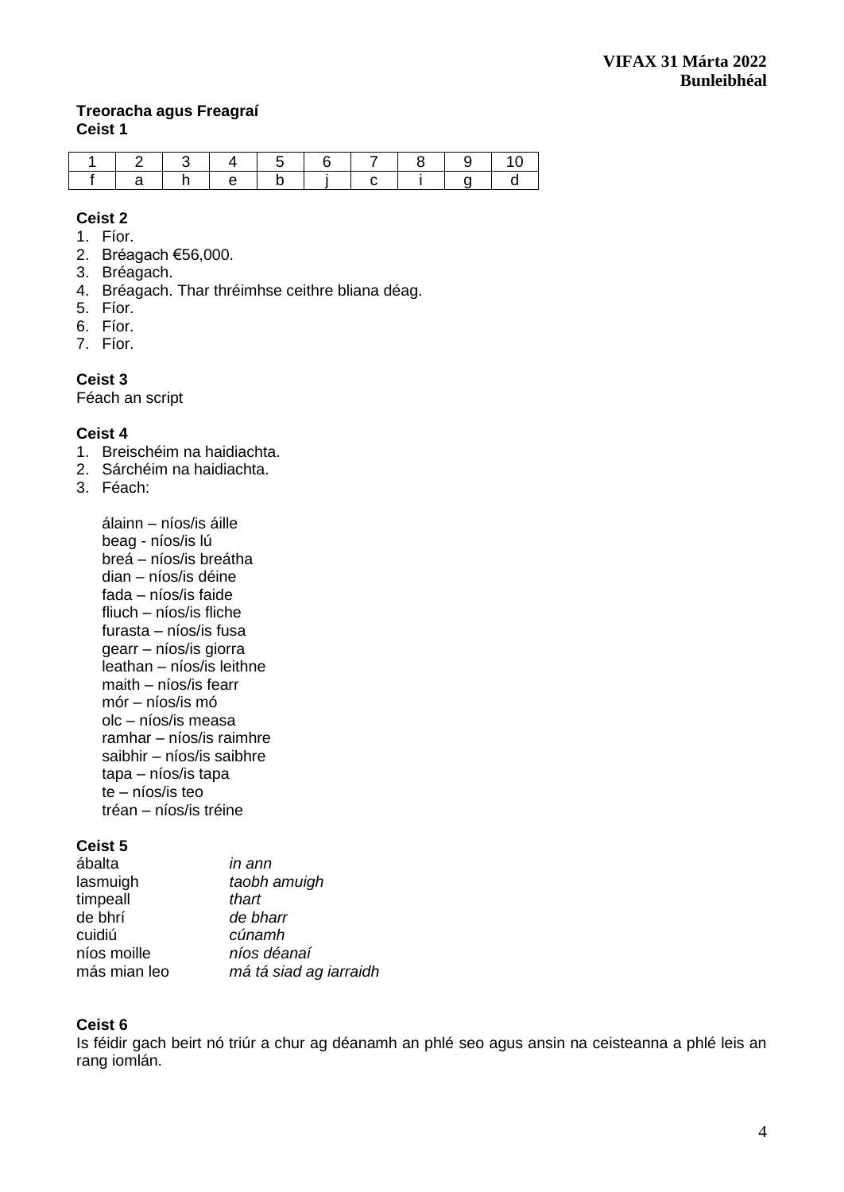**Treoracha agus Freagraí**
**Ceist 1**

| 1 | 2 | 3 | 4 | 5 | 6 | 7 | 8 | 9 | 10 |
|---|---|---|---|---|---|---|---|---|---|
| f | a | h | e | b | j | c | i | g | d |

**Ceist 2**
1. Fíor.
2. Bréagach €56,000.
3. Bréagach.
4. Bréagach. Thar thréimhse ceithre bliana déag.
5. Fíor.
6. Fíor.
7. Fíor.

**Ceist 3**
Féach an script

**Ceist 4**
1. Breischéim na haidiachta.
2. Sárchéim na haidiachta.
3. Féach:

   álainn – níos/is áille
   beag - níos/is lú
   breá – níos/is breátha
   dian – níos/is déine
   fada – níos/is faide
   fliuch – níos/is fliche
   furasta – níos/is fusa
   gearr – níos/is giorra
   leathan – níos/is leithne
   maith – níos/is fearr
   mór – níos/is mó
   olc – níos/is measa
   ramhar – níos/is raimhre
   saibhir – níos/is saibhre
   tapa – níos/is tapa
   te – níos/is teo
   tréan – níos/is tréine

**Ceist 5**

| | |
|---|---|
| ábalta | *in ann* |
| lasmuigh | *taobh amuigh* |
| timpeall | *thart* |
| de bhrí | *de bharr* |
| cuidiú | *cúnamh* |
| níos moille | *níos déanaí* |
| más mian leo | *má tá siad ag iarraidh* |

**Ceist 6**
Is féidir gach beirt nó triúr a chur ag déanamh an phlé seo agus ansin na ceisteanna a phlé leis an rang iomlán.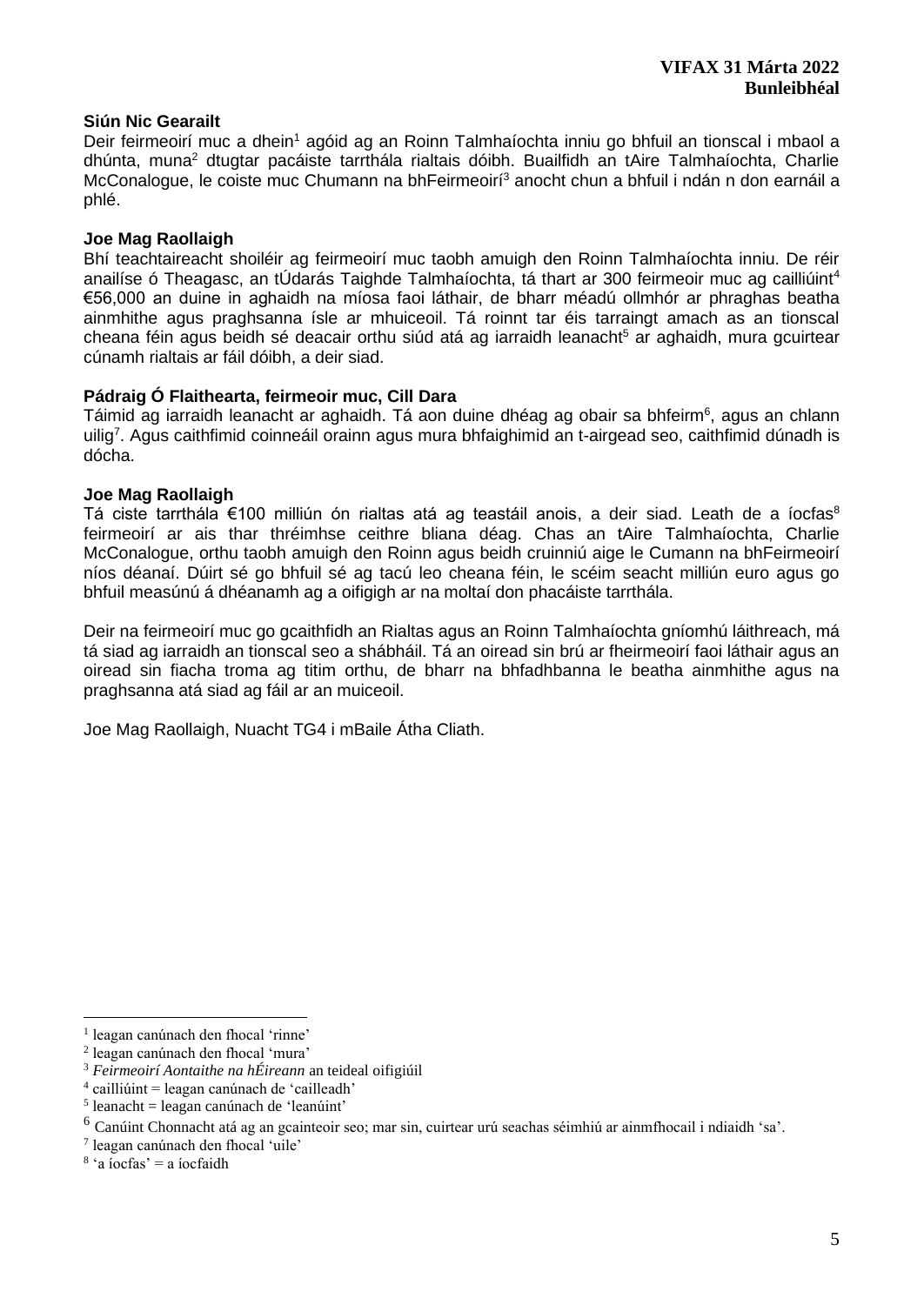**VIFAX 31 Márta 2022**
**Bunleibhéal**

**Siún Nic Gearailt**
Deir feirmeoirí muc a dhein[1] agóid ag an Roinn Talmhaíochta inniu go bhfuil an tionscal i mbaol a dhúnta, muna[2] dtugtar pacáiste tarrthála rialtais dóibh. Buailfidh an tAire Talmhaíochta, Charlie McConalogue, le coiste muc Chumann na bhFeirmeoirí[3] anocht chun a bhfuil i ndán n don earnáil a phlé.

**Joe Mag Raollaigh**
Bhí teachtaireacht shoiléir ag feirmeoirí muc taobh amuigh den Roinn Talmhaíochta inniu. De réir anailíse ó Theagasc, an tÚdarás Taighde Talmhaíochta, tá thart ar 300 feirmeoir muc ag cailliúint[4] €56,000 an duine in aghaidh na míosa faoi láthair, de bharr méadú ollmhór ar phraghas beatha ainmhithe agus praghsanna ísle ar mhuiceoil. Tá roinnt tar éis tarraingt amach as an tionscal cheana féin agus beidh sé deacair orthu siúd atá ag iarraidh leanacht[5] ar aghaidh, mura gcuirtear cúnamh rialtais ar fáil dóibh, a deir siad.

**Pádraig Ó Flaithearta, feirmeoir muc, Cill Dara**
Táimid ag iarraidh leanacht ar aghaidh. Tá aon duine dhéag ag obair sa bhfeirm[6], agus an chlann uilig[7]. Agus caithfimid coinneáil orainn agus mura bhfaighimid an t-airgead seo, caithfimid dúnadh is dócha.

**Joe Mag Raollaigh**
Tá ciste tarrthála €100 milliún ón rialtas atá ag teastáil anois, a deir siad. Leath de a íocfas[8] feirmeoirí ar ais thar thréimhse ceithre bliana déag. Chas an tAire Talmhaíochta, Charlie McConalogue, orthu taobh amuigh den Roinn agus beidh cruinniú aige le Cumann na bhFeirmeoirí níos déanaí. Dúirt sé go bhfuil sé ag tacú leo cheana féin, le scéim seacht milliún euro agus go bhfuil measúnú á dhéanamh ag a oifigigh ar na moltaí don phacáiste tarrthála.

Deir na feirmeoirí muc go gcaithfidh an Rialtas agus an Roinn Talmhaíochta gníomhú láithreach, má tá siad ag iarraidh an tionscal seo a shábháil. Tá an oiread sin brú ar fheirmeoirí faoi láthair agus an oiread sin fiacha troma ag titim orthu, de bharr na bhfadhbanna le beatha ainmhithe agus na praghsanna atá siad ag fáil ar an muiceoil.

Joe Mag Raollaigh, Nuacht TG4 i mBaile Átha Cliath.

---

[1] leagan canúnach den fhocal 'rinne'
[2] leagan canúnach den fhocal 'mura'
[3] *Feirmeoirí Aontaithe na hÉireann* an teideal oifigiúil
[4] cailliúint = leagan canúnach de 'cailleadh'
[5] leanacht = leagan canúnach de 'leanúint'
[6] Canúint Chonnacht atá ag an gcainteoir seo; mar sin, cuirtear urú seachas séimhiú ar ainmfhocail i ndiaidh 'sa'.
[7] leagan canúnach den fhocal 'uile'
[8] 'a íocfas' = a íocfaidh